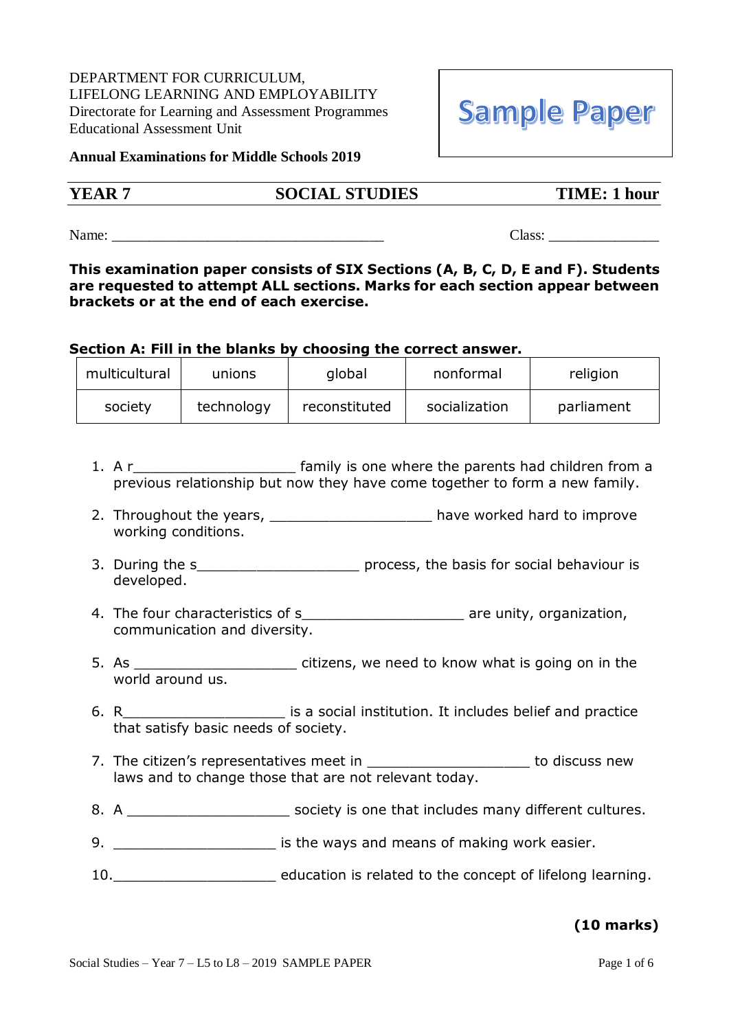DEPARTMENT FOR CURRICULUM,
LIFELONG LEARNING AND EMPLOYABILITY
Directorate for Learning and Assessment Programmes
Educational Assessment Unit

**Sample Paper**

**Annual Examinations for Middle Schools 2019**

**YEAR 7** **SOCIAL STUDIES** **TIME: 1 hour**

Name: ____________________________________ Class: ______________

**This examination paper consists of SIX Sections (A, B, C, D, E and F). Students are requested to attempt ALL sections. Marks for each section appear between brackets or at the end of each exercise.**

**Section A: Fill in the blanks by choosing the correct answer.**

| multicultural | unions | global | nonformal | religion |
|---|---|---|---|---|
| society | technology | reconstituted | socialization | parliament |

1. A r___________________ family is one where the parents had children from a previous relationship but now they have come together to form a new family.
2. Throughout the years, ___________________ have worked hard to improve working conditions.
3. During the s___________________ process, the basis for social behaviour is developed.
4. The four characteristics of s___________________ are unity, organization, communication and diversity.
5. As ___________________ citizens, we need to know what is going on in the world around us.
6. R___________________ is a social institution. It includes belief and practice that satisfy basic needs of society.
7. The citizen's representatives meet in ___________________ to discuss new laws and to change those that are not relevant today.
8. A ___________________ society is one that includes many different cultures.
9. ___________________ is the ways and means of making work easier.
10. ___________________ education is related to the concept of lifelong learning.

**(10 marks)**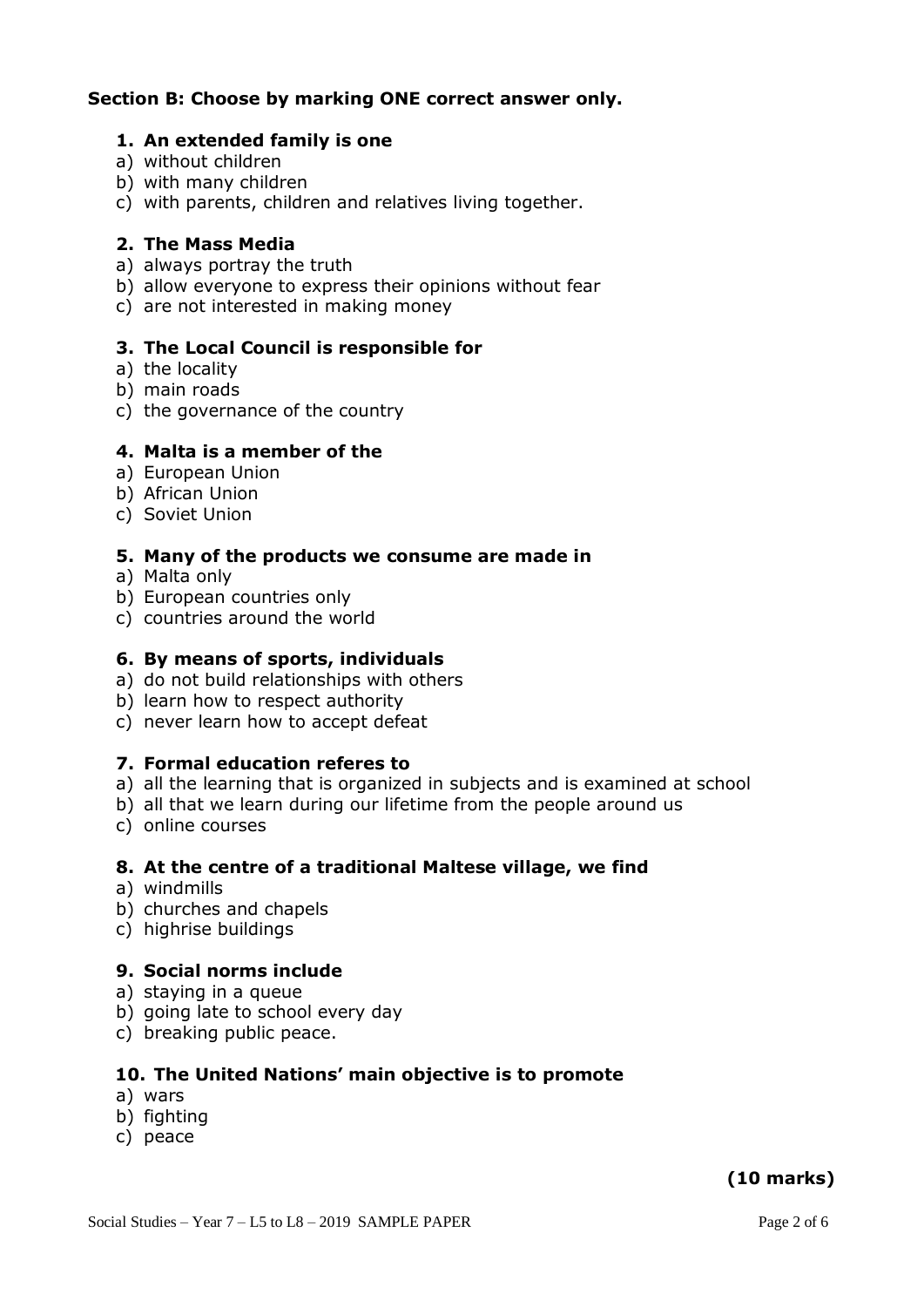**Section B: Choose by marking ONE correct answer only.**

**1. An extended family is one**
a) without children
b) with many children
c) with parents, children and relatives living together.

**2. The Mass Media**
a) always portray the truth
b) allow everyone to express their opinions without fear
c) are not interested in making money

**3. The Local Council is responsible for**
a) the locality
b) main roads
c) the governance of the country

**4. Malta is a member of the**
a) European Union
b) African Union
c) Soviet Union

**5. Many of the products we consume are made in**
a) Malta only
b) European countries only
c) countries around the world

**6. By means of sports, individuals**
a) do not build relationships with others
b) learn how to respect authority
c) never learn how to accept defeat

**7. Formal education referes to**
a) all the learning that is organized in subjects and is examined at school
b) all that we learn during our lifetime from the people around us
c) online courses

**8. At the centre of a traditional Maltese village, we find**
a) windmills
b) churches and chapels
c) highrise buildings

**9. Social norms include**
a) staying in a queue
b) going late to school every day
c) breaking public peace.

**10. The United Nations' main objective is to promote**
a) wars
b) fighting
c) peace

**(10 marks)**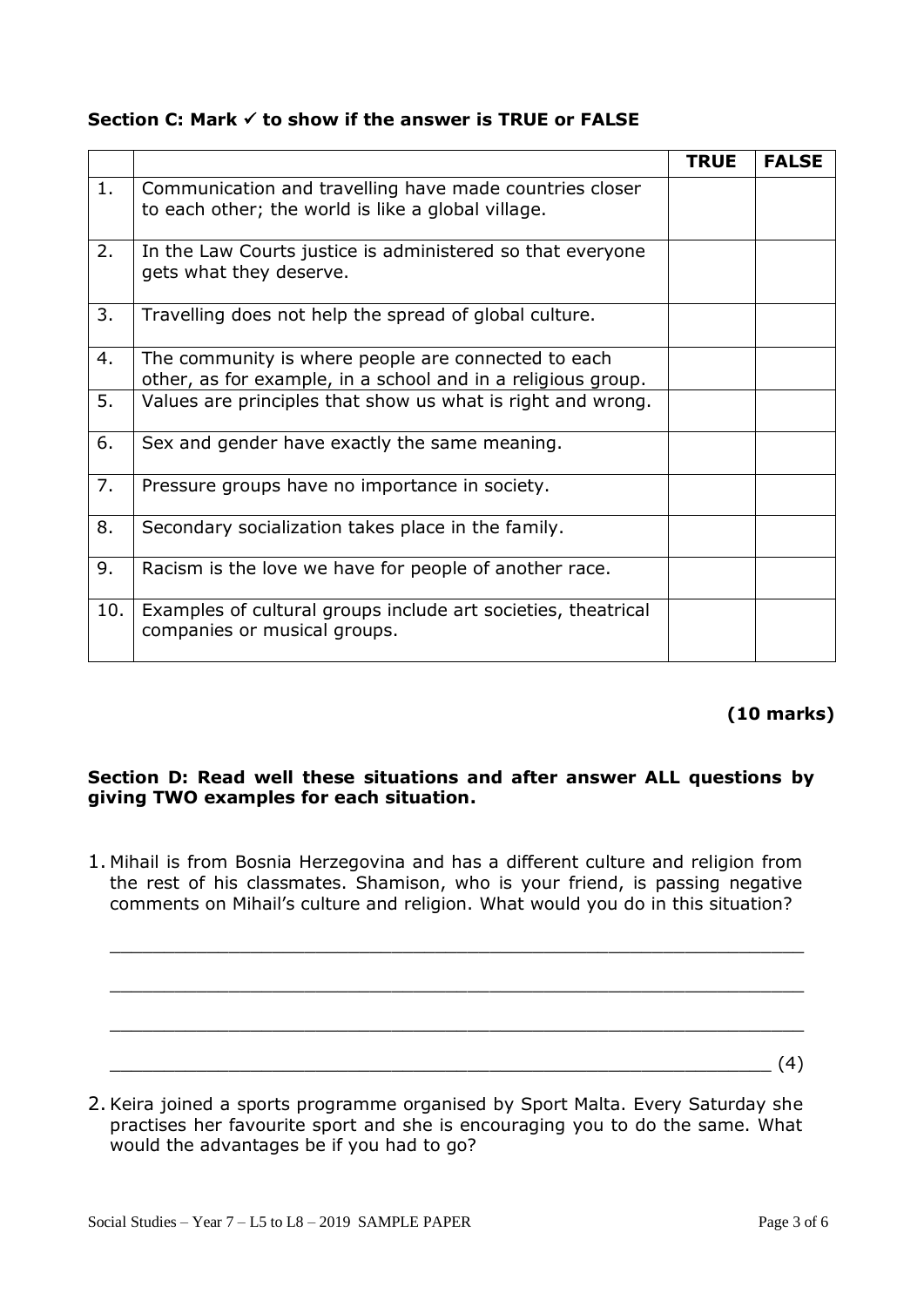### Section C: Mark ✓ to show if the answer is TRUE or FALSE

| | | TRUE | FALSE |
|---|---|---|---|
| 1. | Communication and travelling have made countries closer to each other; the world is like a global village. | | |
| 2. | In the Law Courts justice is administered so that everyone gets what they deserve. | | |
| 3. | Travelling does not help the spread of global culture. | | |
| 4. | The community is where people are connected to each other, as for example, in a school and in a religious group. | | |
| 5. | Values are principles that show us what is right and wrong. | | |
| 6. | Sex and gender have exactly the same meaning. | | |
| 7. | Pressure groups have no importance in society. | | |
| 8. | Secondary socialization takes place in the family. | | |
| 9. | Racism is the love we have for people of another race. | | |
| 10. | Examples of cultural groups include art societies, theatrical companies or musical groups. | | |

**(10 marks)**

### Section D: Read well these situations and after answer ALL questions by giving TWO examples for each situation.

1. Mihail is from Bosnia Herzegovina and has a different culture and religion from the rest of his classmates. Shamison, who is your friend, is passing negative comments on Mihail's culture and religion. What would you do in this situation?

   ______________________________________________________________

   ______________________________________________________________

   ______________________________________________________________

   ______________________________________________________________ (4)

2. Keira joined a sports programme organised by Sport Malta. Every Saturday she practises her favourite sport and she is encouraging you to do the same. What would the advantages be if you had to go?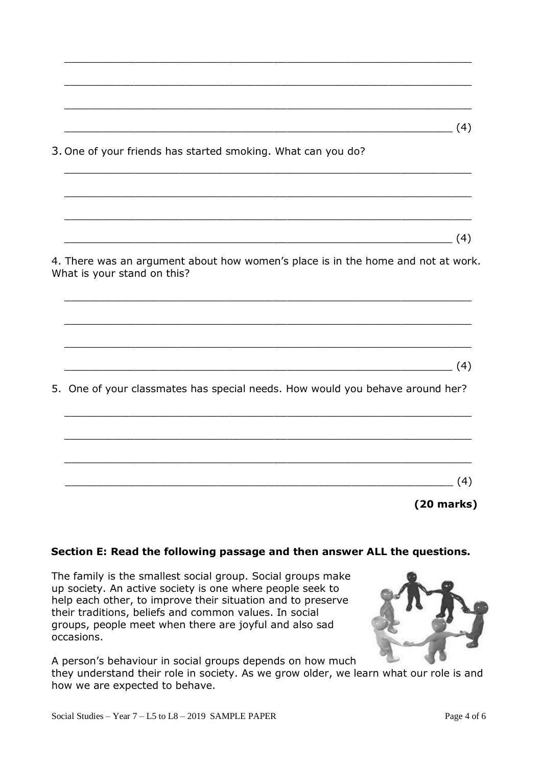\_\_\_\_\_\_\_\_\_\_\_\_\_\_\_\_\_\_\_\_\_\_\_\_\_\_\_\_\_\_\_\_\_\_\_\_\_\_\_\_\_\_\_\_\_\_\_\_\_\_\_\_\_\_\_\_\_\_\_\_

\_\_\_\_\_\_\_\_\_\_\_\_\_\_\_\_\_\_\_\_\_\_\_\_\_\_\_\_\_\_\_\_\_\_\_\_\_\_\_\_\_\_\_\_\_\_\_\_\_\_\_\_\_\_\_\_\_\_\_\_

\_\_\_\_\_\_\_\_\_\_\_\_\_\_\_\_\_\_\_\_\_\_\_\_\_\_\_\_\_\_\_\_\_\_\_\_\_\_\_\_\_\_\_\_\_\_\_\_\_\_\_\_\_\_\_\_\_\_\_\_

\_\_\_\_\_\_\_\_\_\_\_\_\_\_\_\_\_\_\_\_\_\_\_\_\_\_\_\_\_\_\_\_\_\_\_\_\_\_\_\_\_\_\_\_\_\_\_\_\_\_\_\_\_\_\_\_\_\_ (4)

3. One of your friends has started smoking. What can you do?

\_\_\_\_\_\_\_\_\_\_\_\_\_\_\_\_\_\_\_\_\_\_\_\_\_\_\_\_\_\_\_\_\_\_\_\_\_\_\_\_\_\_\_\_\_\_\_\_\_\_\_\_\_\_\_\_\_\_\_\_

\_\_\_\_\_\_\_\_\_\_\_\_\_\_\_\_\_\_\_\_\_\_\_\_\_\_\_\_\_\_\_\_\_\_\_\_\_\_\_\_\_\_\_\_\_\_\_\_\_\_\_\_\_\_\_\_\_\_\_\_

\_\_\_\_\_\_\_\_\_\_\_\_\_\_\_\_\_\_\_\_\_\_\_\_\_\_\_\_\_\_\_\_\_\_\_\_\_\_\_\_\_\_\_\_\_\_\_\_\_\_\_\_\_\_\_\_\_\_\_\_

\_\_\_\_\_\_\_\_\_\_\_\_\_\_\_\_\_\_\_\_\_\_\_\_\_\_\_\_\_\_\_\_\_\_\_\_\_\_\_\_\_\_\_\_\_\_\_\_\_\_\_\_\_\_\_\_\_\_ (4)

4. There was an argument about how women's place is in the home and not at work. What is your stand on this?

\_\_\_\_\_\_\_\_\_\_\_\_\_\_\_\_\_\_\_\_\_\_\_\_\_\_\_\_\_\_\_\_\_\_\_\_\_\_\_\_\_\_\_\_\_\_\_\_\_\_\_\_\_\_\_\_\_\_\_\_

\_\_\_\_\_\_\_\_\_\_\_\_\_\_\_\_\_\_\_\_\_\_\_\_\_\_\_\_\_\_\_\_\_\_\_\_\_\_\_\_\_\_\_\_\_\_\_\_\_\_\_\_\_\_\_\_\_\_\_\_

\_\_\_\_\_\_\_\_\_\_\_\_\_\_\_\_\_\_\_\_\_\_\_\_\_\_\_\_\_\_\_\_\_\_\_\_\_\_\_\_\_\_\_\_\_\_\_\_\_\_\_\_\_\_\_\_\_\_\_\_

\_\_\_\_\_\_\_\_\_\_\_\_\_\_\_\_\_\_\_\_\_\_\_\_\_\_\_\_\_\_\_\_\_\_\_\_\_\_\_\_\_\_\_\_\_\_\_\_\_\_\_\_\_\_\_\_\_\_ (4)

5. One of your classmates has special needs. How would you behave around her?

\_\_\_\_\_\_\_\_\_\_\_\_\_\_\_\_\_\_\_\_\_\_\_\_\_\_\_\_\_\_\_\_\_\_\_\_\_\_\_\_\_\_\_\_\_\_\_\_\_\_\_\_\_\_\_\_\_\_\_\_

\_\_\_\_\_\_\_\_\_\_\_\_\_\_\_\_\_\_\_\_\_\_\_\_\_\_\_\_\_\_\_\_\_\_\_\_\_\_\_\_\_\_\_\_\_\_\_\_\_\_\_\_\_\_\_\_\_\_\_\_

\_\_\_\_\_\_\_\_\_\_\_\_\_\_\_\_\_\_\_\_\_\_\_\_\_\_\_\_\_\_\_\_\_\_\_\_\_\_\_\_\_\_\_\_\_\_\_\_\_\_\_\_\_\_\_\_\_\_\_\_

\_\_\_\_\_\_\_\_\_\_\_\_\_\_\_\_\_\_\_\_\_\_\_\_\_\_\_\_\_\_\_\_\_\_\_\_\_\_\_\_\_\_\_\_\_\_\_\_\_\_\_\_\_\_\_\_\_\_ (4)

**(20 marks)**

## Section E: Read the following passage and then answer ALL the questions.

The family is the smallest social group. Social groups make up society. An active society is one where people seek to help each other, to improve their situation and to preserve their traditions, beliefs and common values. In social groups, people meet when there are joyful and also sad occasions.

A person's behaviour in social groups depends on how much they understand their role in society. As we grow older, we learn what our role is and how we are expected to behave.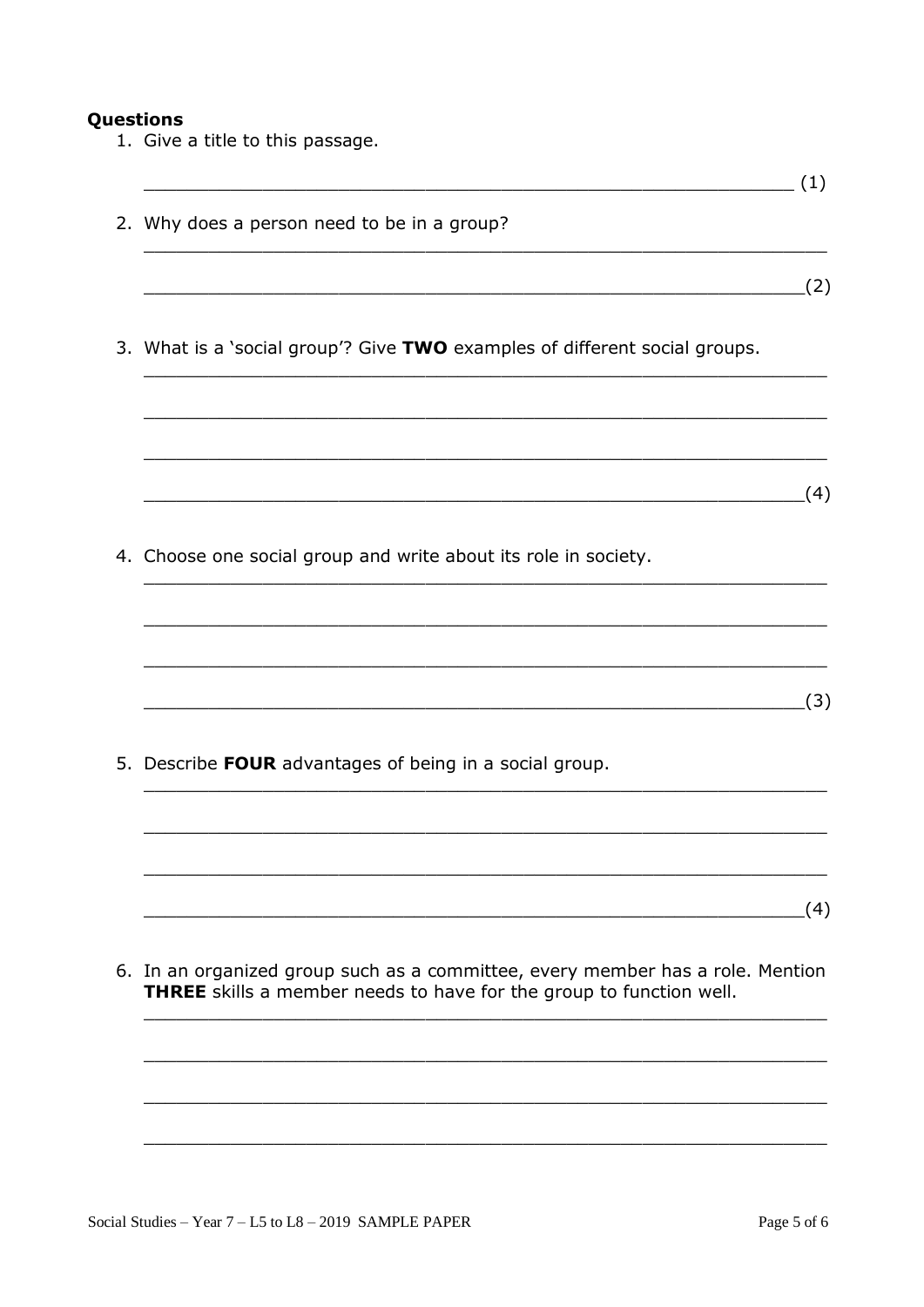**Questions**

1. Give a title to this passage.

   ________________________________________________ (1)

2. Why does a person need to be in a group?

   ________________________________________________

   ________________________________________________(2)

3. What is a 'social group'? Give **TWO** examples of different social groups.

   ________________________________________________

   ________________________________________________

   ________________________________________________

   ________________________________________________(4)

4. Choose one social group and write about its role in society.

   ________________________________________________

   ________________________________________________

   ________________________________________________

   ________________________________________________(3)

5. Describe **FOUR** advantages of being in a social group.

   ________________________________________________

   ________________________________________________

   ________________________________________________

   ________________________________________________(4)

6. In an organized group such as a committee, every member has a role. Mention **THREE** skills a member needs to have for the group to function well.

   ________________________________________________

   ________________________________________________

   ________________________________________________

   ________________________________________________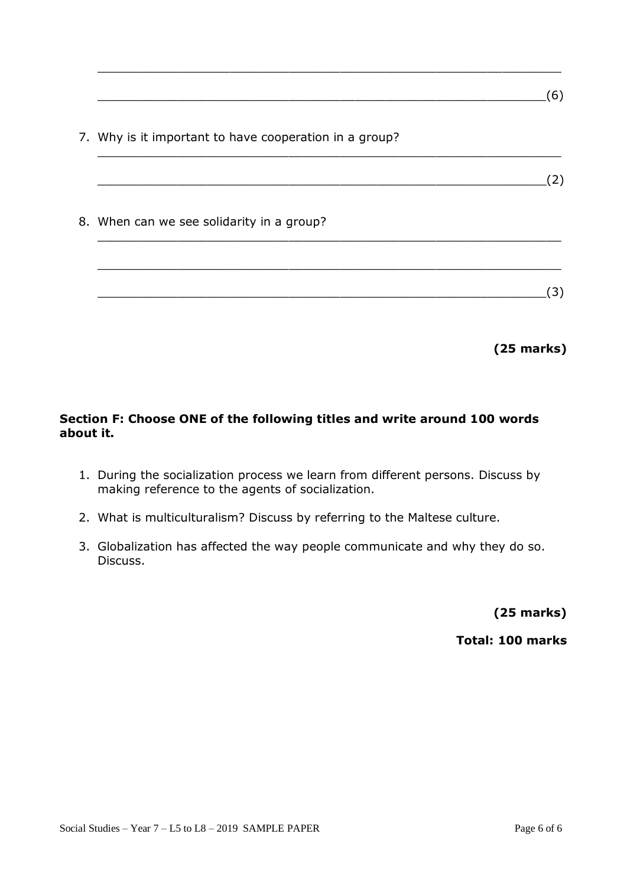______________________________________________________________

______________________________________________________________(6)

7. Why is it important to have cooperation in a group?

______________________________________________________________

______________________________________________________________(2)

8. When can we see solidarity in a group?

______________________________________________________________

______________________________________________________________

______________________________________________________________(3)

**(25 marks)**

**Section F: Choose ONE of the following titles and write around 100 words about it.**

1. During the socialization process we learn from different persons. Discuss by making reference to the agents of socialization.
2. What is multiculturalism? Discuss by referring to the Maltese culture.
3. Globalization has affected the way people communicate and why they do so. Discuss.

**(25 marks)**

**Total: 100 marks**